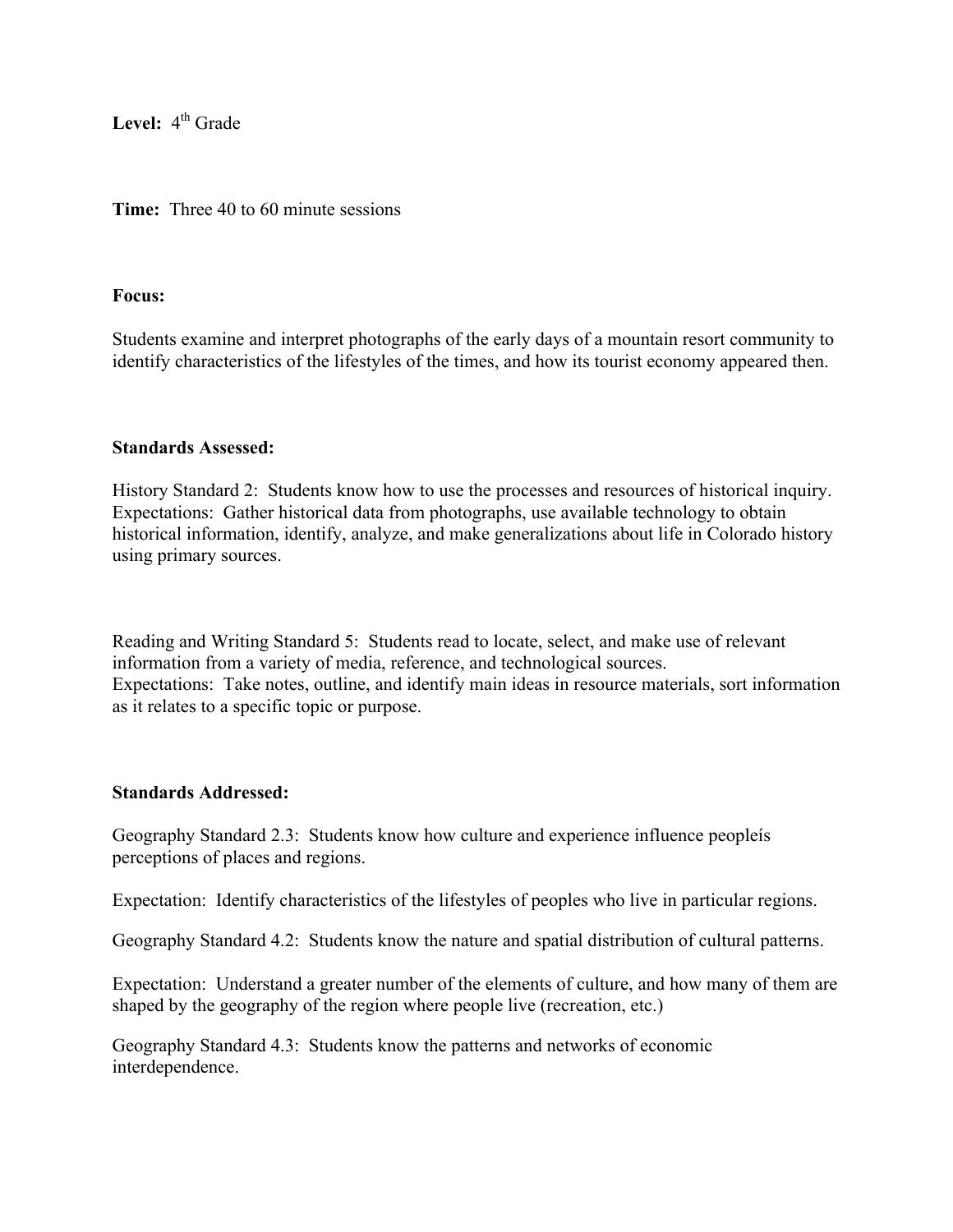**Level:** 4th Grade

**Time:** Three 40 to 60 minute sessions

**Focus:**

Students examine and interpret photographs of the early days of a mountain resort community to identify characteristics of the lifestyles of the times, and how its tourist economy appeared then.

**Standards Assessed:**

History Standard 2: Students know how to use the processes and resources of historical inquiry.
Expectations: Gather historical data from photographs, use available technology to obtain historical information, identify, analyze, and make generalizations about life in Colorado history using primary sources.

Reading and Writing Standard 5: Students read to locate, select, and make use of relevant information from a variety of media, reference, and technological sources.
Expectations: Take notes, outline, and identify main ideas in resource materials, sort information as it relates to a specific topic or purpose.

**Standards Addressed:**

Geography Standard 2.3: Students know how culture and experience influence peopleís perceptions of places and regions.

Expectation: Identify characteristics of the lifestyles of peoples who live in particular regions.

Geography Standard 4.2: Students know the nature and spatial distribution of cultural patterns.

Expectation: Understand a greater number of the elements of culture, and how many of them are shaped by the geography of the region where people live (recreation, etc.)

Geography Standard 4.3: Students know the patterns and networks of economic interdependence.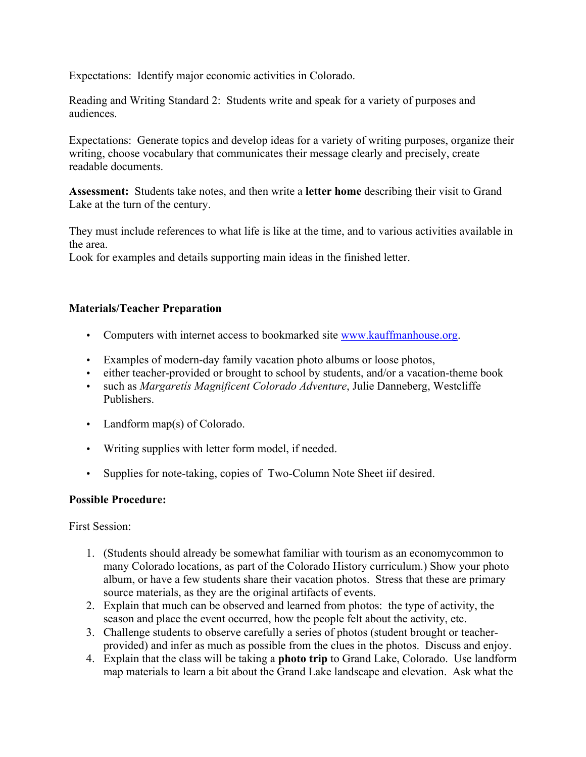Expectations: Identify major economic activities in Colorado.

Reading and Writing Standard 2: Students write and speak for a variety of purposes and audiences.

Expectations: Generate topics and develop ideas for a variety of writing purposes, organize their writing, choose vocabulary that communicates their message clearly and precisely, create readable documents.

**Assessment:** Students take notes, and then write a **letter home** describing their visit to Grand Lake at the turn of the century.

They must include references to what life is like at the time, and to various activities available in the area.
Look for examples and details supporting main ideas in the finished letter.

**Materials/Teacher Preparation**

- Computers with internet access to bookmarked site [www.kauffmanhouse.org](http://www.kauffmanhouse.org).

- Examples of modern-day family vacation photo albums or loose photos,
- either teacher-provided or brought to school by students, and/or a vacation-theme book
- such as *Margaretís Magnificent Colorado Adventure*, Julie Danneberg, Westcliffe Publishers.

- Landform map(s) of Colorado.

- Writing supplies with letter form model, if needed.

- Supplies for note-taking, copies of Two-Column Note Sheet iif desired.

**Possible Procedure:**

First Session:

1. (Students should already be somewhat familiar with tourism as an economycommon to many Colorado locations, as part of the Colorado History curriculum.) Show your photo album, or have a few students share their vacation photos. Stress that these are primary source materials, as they are the original artifacts of events.
2. Explain that much can be observed and learned from photos: the type of activity, the season and place the event occurred, how the people felt about the activity, etc.
3. Challenge students to observe carefully a series of photos (student brought or teacher-provided) and infer as much as possible from the clues in the photos. Discuss and enjoy.
4. Explain that the class will be taking a **photo trip** to Grand Lake, Colorado. Use landform map materials to learn a bit about the Grand Lake landscape and elevation. Ask what the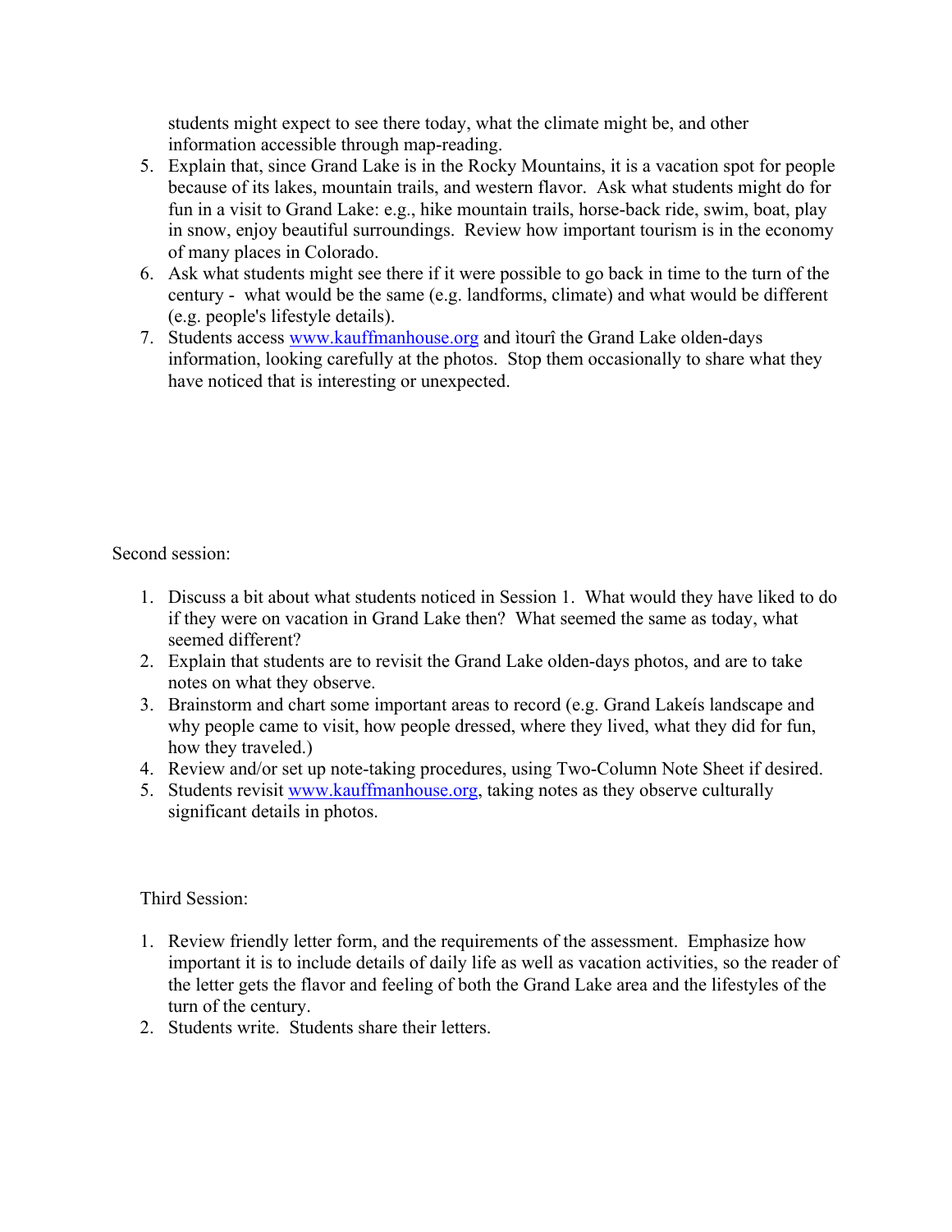students might expect to see there today, what the climate might be, and other information accessible through map-reading.

5. Explain that, since Grand Lake is in the Rocky Mountains, it is a vacation spot for people because of its lakes, mountain trails, and western flavor. Ask what students might do for fun in a visit to Grand Lake: e.g., hike mountain trails, horse-back ride, swim, boat, play in snow, enjoy beautiful surroundings. Review how important tourism is in the economy of many places in Colorado.
6. Ask what students might see there if it were possible to go back in time to the turn of the century - what would be the same (e.g. landforms, climate) and what would be different (e.g. people's lifestyle details).
7. Students access www.kauffmanhouse.org and ìtourî the Grand Lake olden-days information, looking carefully at the photos. Stop them occasionally to share what they have noticed that is interesting or unexpected.

Second session:

1. Discuss a bit about what students noticed in Session 1. What would they have liked to do if they were on vacation in Grand Lake then? What seemed the same as today, what seemed different?
2. Explain that students are to revisit the Grand Lake olden-days photos, and are to take notes on what they observe.
3. Brainstorm and chart some important areas to record (e.g. Grand Lakeís landscape and why people came to visit, how people dressed, where they lived, what they did for fun, how they traveled.)
4. Review and/or set up note-taking procedures, using Two-Column Note Sheet if desired.
5. Students revisit www.kauffmanhouse.org, taking notes as they observe culturally significant details in photos.

Third Session:

1. Review friendly letter form, and the requirements of the assessment. Emphasize how important it is to include details of daily life as well as vacation activities, so the reader of the letter gets the flavor and feeling of both the Grand Lake area and the lifestyles of the turn of the century.
2. Students write. Students share their letters.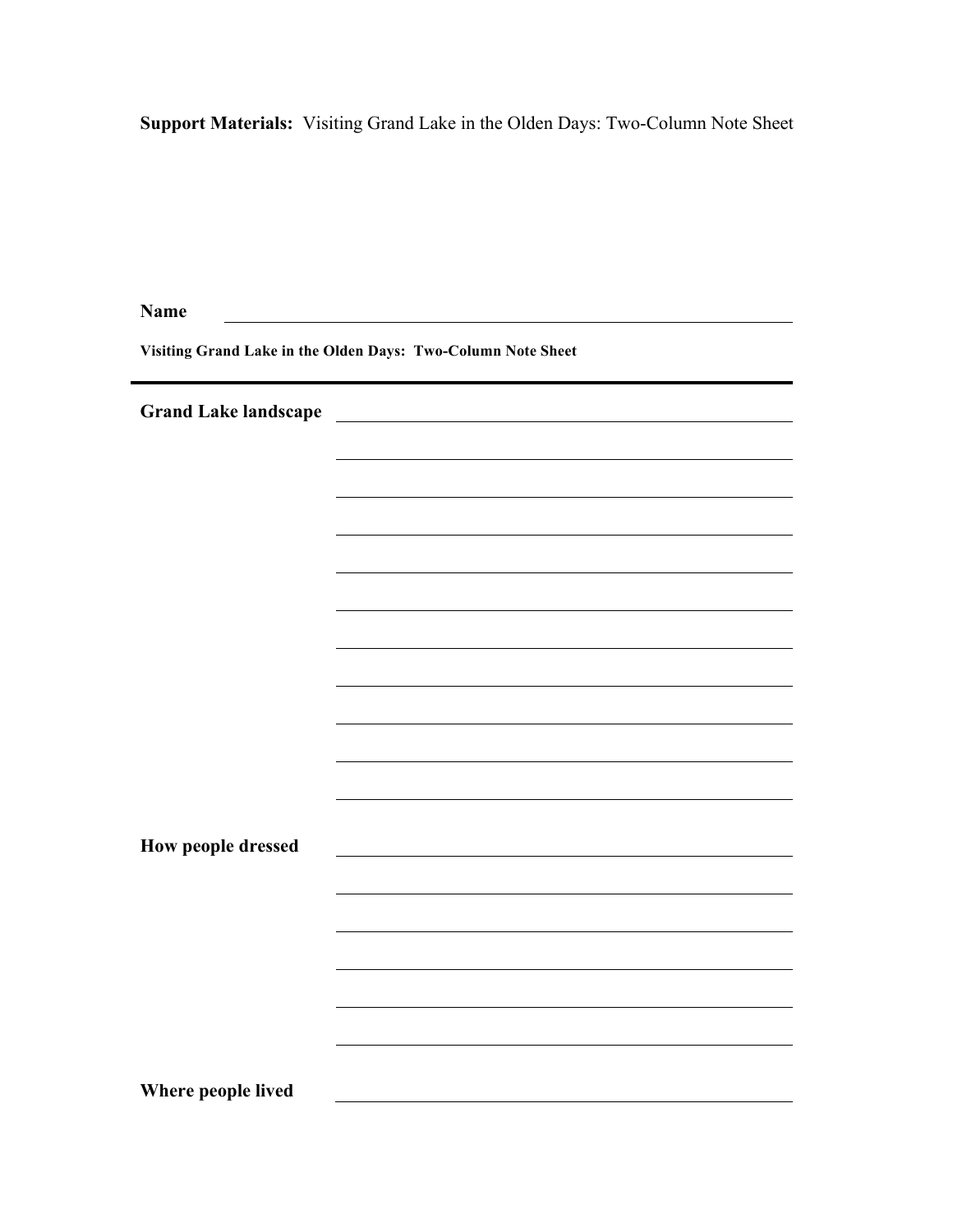**Support Materials:** Visiting Grand Lake in the Olden Days: Two-Column Note Sheet

**Name** ________________________________________________

**Visiting Grand Lake in the Olden Days: Two-Column Note Sheet**

---

**Grand Lake landscape** ________________________________________________

________________________________________________

________________________________________________

________________________________________________

________________________________________________

________________________________________________

________________________________________________

________________________________________________

________________________________________________

________________________________________________

________________________________________________

**How people dressed** ________________________________________________

________________________________________________

________________________________________________

________________________________________________

________________________________________________

________________________________________________

**Where people lived** ________________________________________________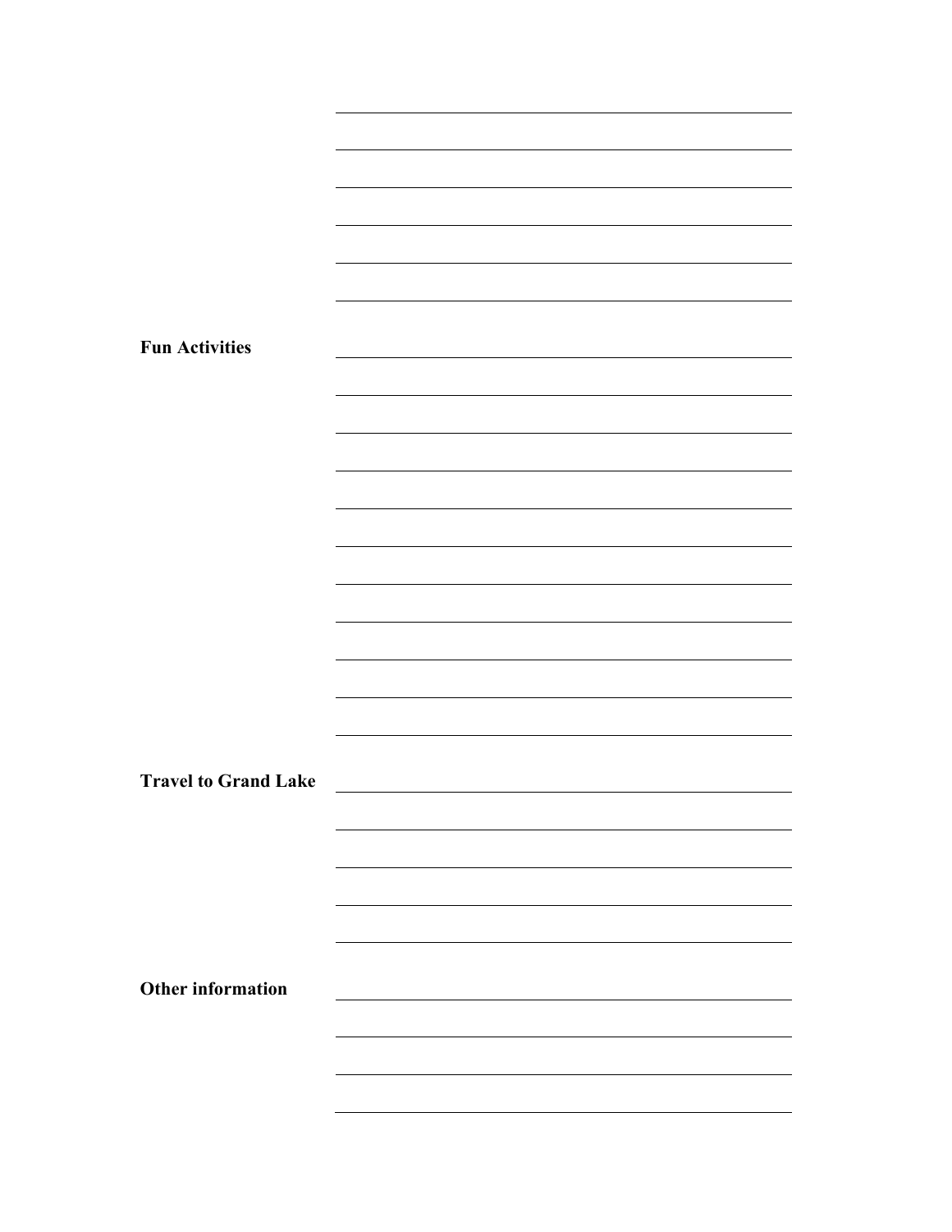**Fun Activities**

**Travel to Grand Lake**

**Other information**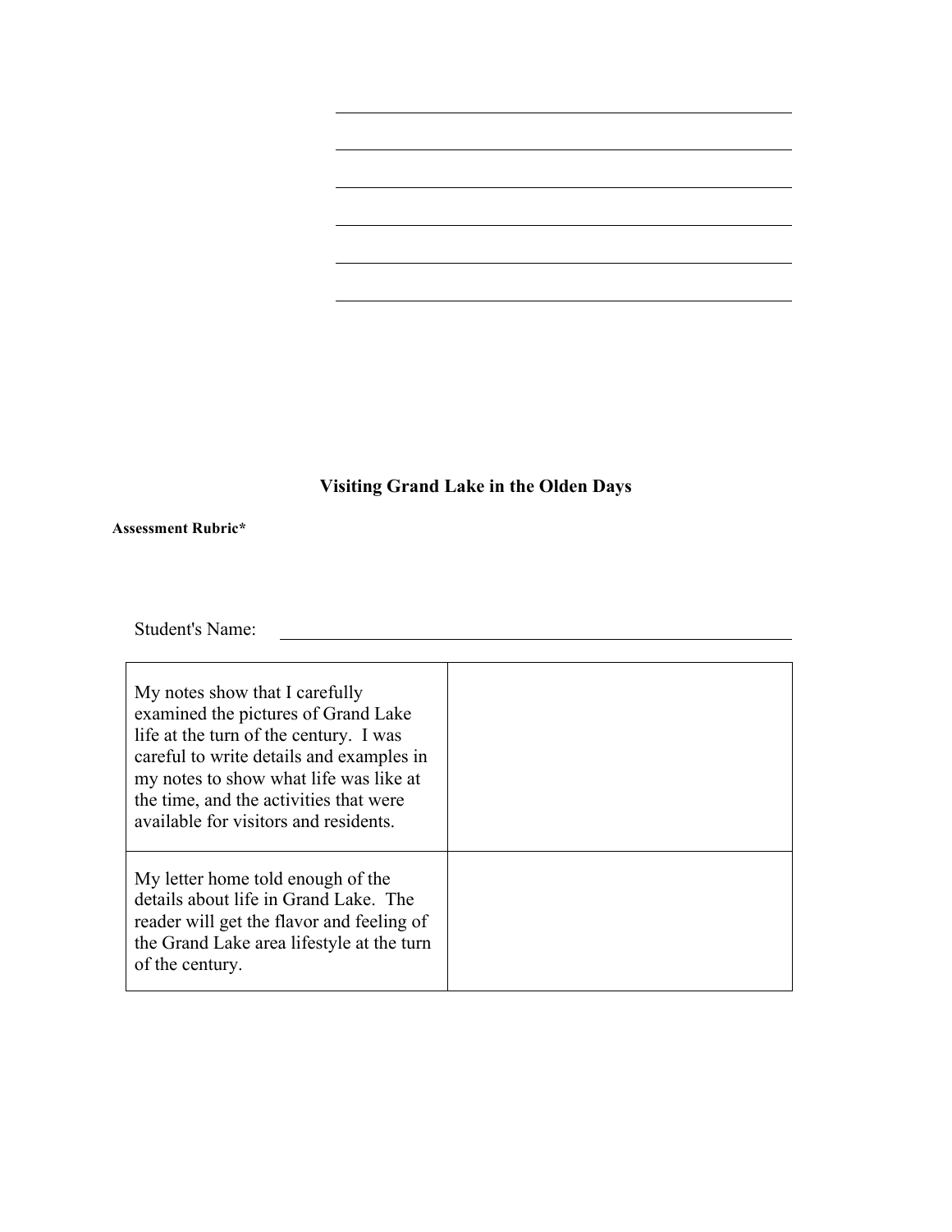## Visiting Grand Lake in the Olden Days

**Assessment Rubric***

Student's Name: ______________________________

| | |
|---|---|
| My notes show that I carefully examined the pictures of Grand Lake life at the turn of the century. I was careful to write details and examples in my notes to show what life was like at the time, and the activities that were available for visitors and residents. | |
| My letter home told enough of the details about life in Grand Lake. The reader will get the flavor and feeling of the Grand Lake area lifestyle at the turn of the century. | |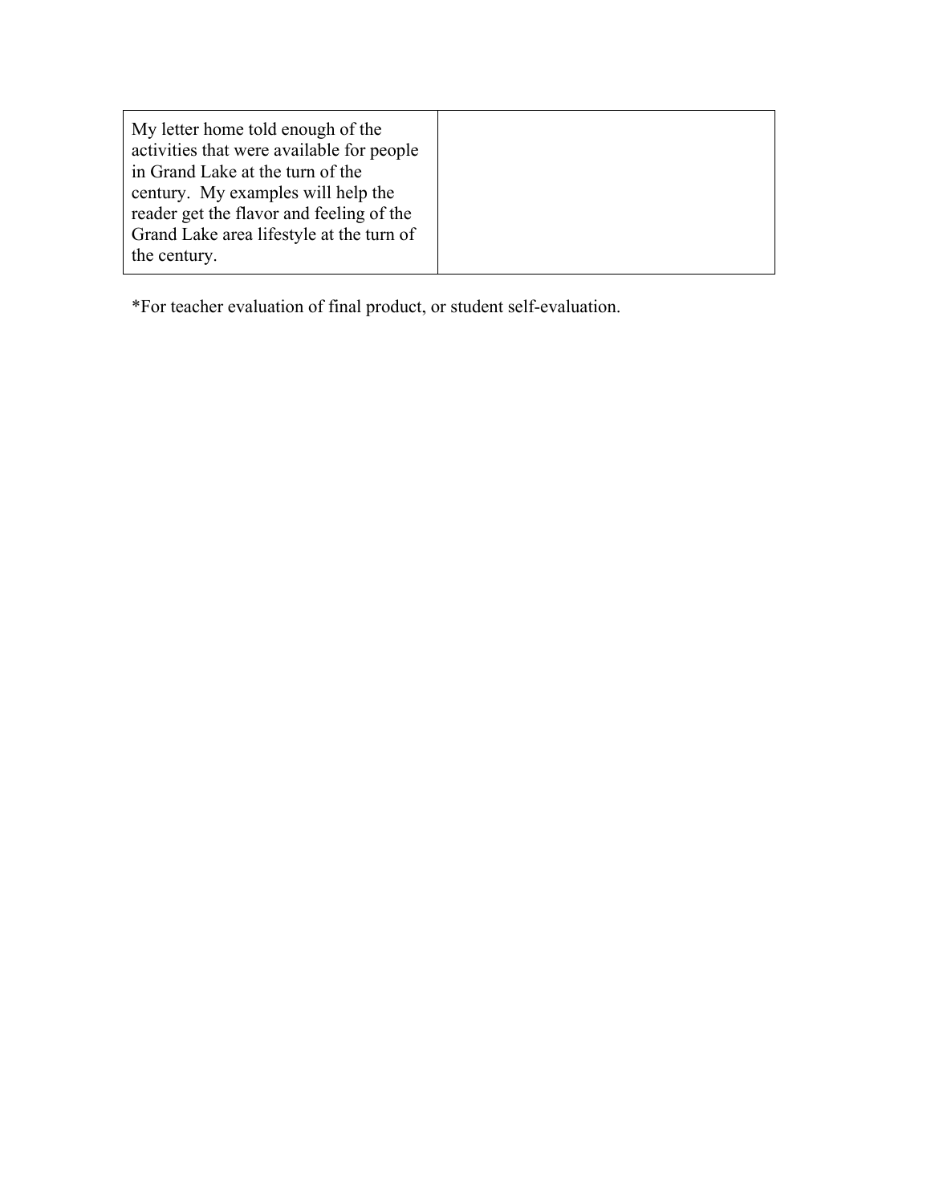| | |
|---|---|
| My letter home told enough of the activities that were available for people in Grand Lake at the turn of the century. My examples will help the reader get the flavor and feeling of the Grand Lake area lifestyle at the turn of the century. | |

*For teacher evaluation of final product, or student self-evaluation.